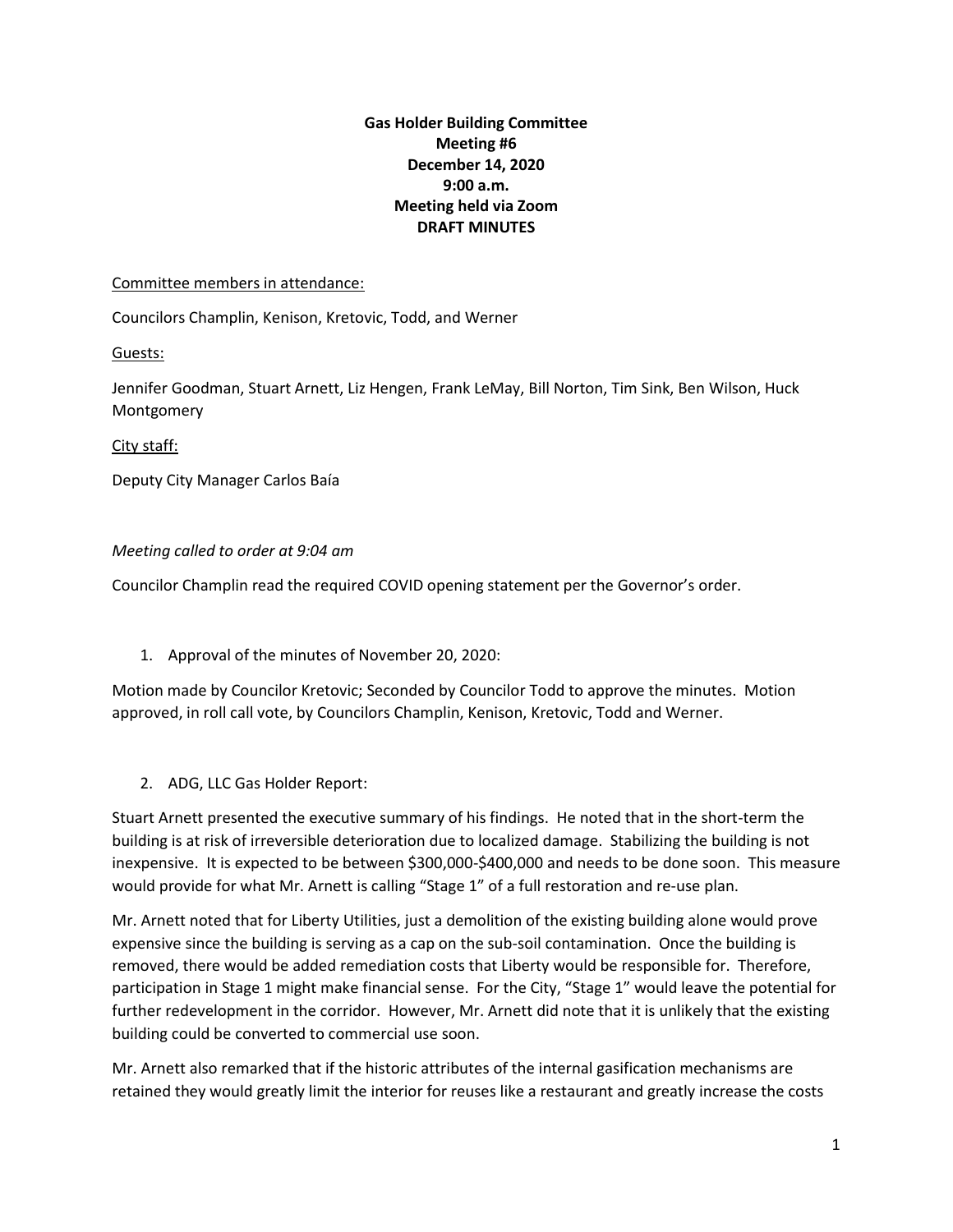**Gas Holder Building Committee**
**Meeting #6**
**December 14, 2020**
**9:00 a.m.**
**Meeting held via Zoom**
**DRAFT MINUTES**

Committee members in attendance:

Councilors Champlin, Kenison, Kretovic, Todd, and Werner

Guests:

Jennifer Goodman, Stuart Arnett, Liz Hengen, Frank LeMay, Bill Norton, Tim Sink, Ben Wilson, Huck Montgomery

City staff:

Deputy City Manager Carlos Baía

*Meeting called to order at 9:04 am*

Councilor Champlin read the required COVID opening statement per the Governor's order.

1. Approval of the minutes of November 20, 2020:

Motion made by Councilor Kretovic; Seconded by Councilor Todd to approve the minutes. Motion approved, in roll call vote, by Councilors Champlin, Kenison, Kretovic, Todd and Werner.

2. ADG, LLC Gas Holder Report:

Stuart Arnett presented the executive summary of his findings. He noted that in the short-term the building is at risk of irreversible deterioration due to localized damage. Stabilizing the building is not inexpensive. It is expected to be between $300,000-$400,000 and needs to be done soon. This measure would provide for what Mr. Arnett is calling "Stage 1" of a full restoration and re-use plan.

Mr. Arnett noted that for Liberty Utilities, just a demolition of the existing building alone would prove expensive since the building is serving as a cap on the sub-soil contamination. Once the building is removed, there would be added remediation costs that Liberty would be responsible for. Therefore, participation in Stage 1 might make financial sense. For the City, "Stage 1" would leave the potential for further redevelopment in the corridor. However, Mr. Arnett did note that it is unlikely that the existing building could be converted to commercial use soon.

Mr. Arnett also remarked that if the historic attributes of the internal gasification mechanisms are retained they would greatly limit the interior for reuses like a restaurant and greatly increase the costs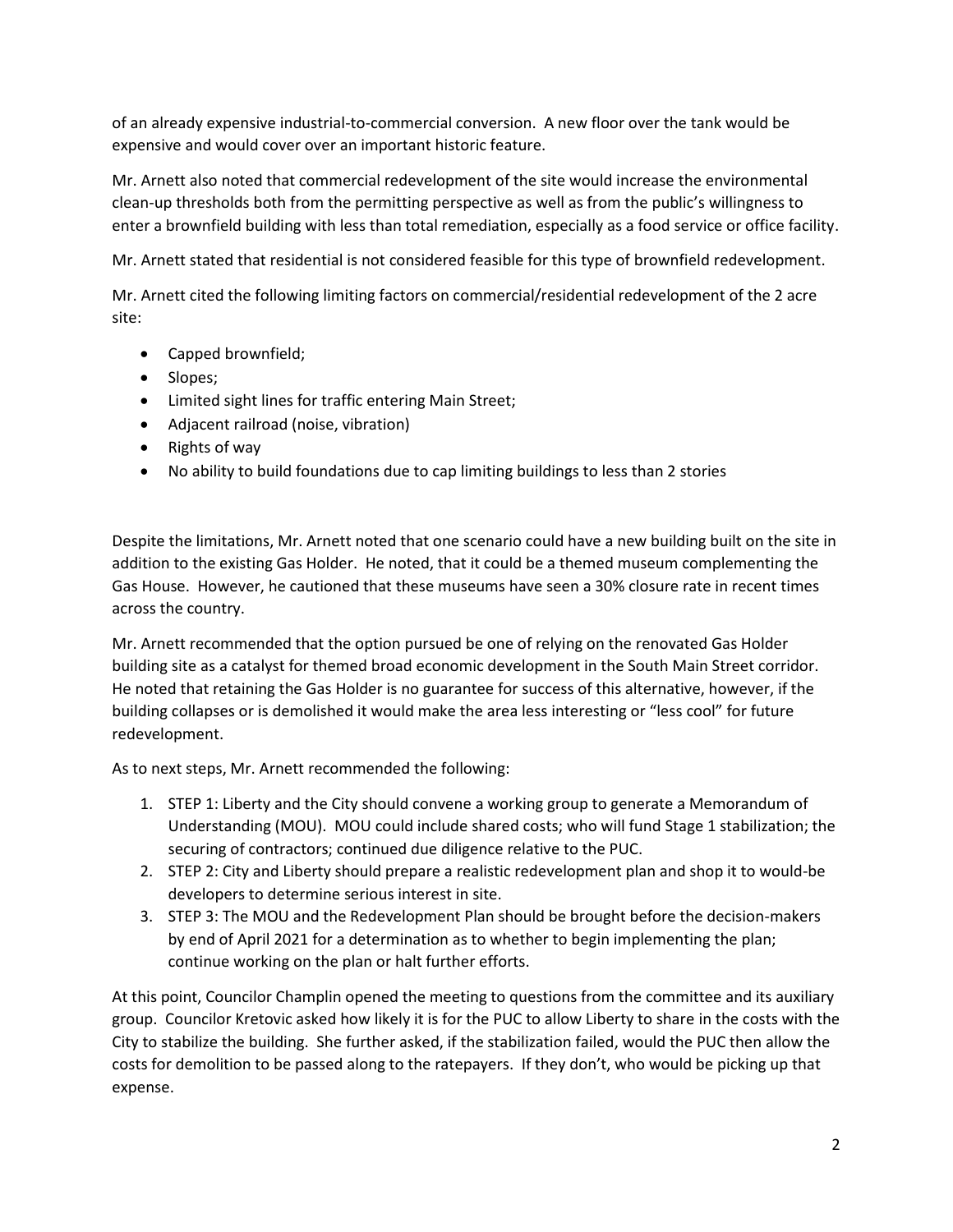of an already expensive industrial-to-commercial conversion. A new floor over the tank would be expensive and would cover over an important historic feature.

Mr. Arnett also noted that commercial redevelopment of the site would increase the environmental clean-up thresholds both from the permitting perspective as well as from the public's willingness to enter a brownfield building with less than total remediation, especially as a food service or office facility.

Mr. Arnett stated that residential is not considered feasible for this type of brownfield redevelopment.

Mr. Arnett cited the following limiting factors on commercial/residential redevelopment of the 2 acre site:

- Capped brownfield;
- Slopes;
- Limited sight lines for traffic entering Main Street;
- Adjacent railroad (noise, vibration)
- Rights of way
- No ability to build foundations due to cap limiting buildings to less than 2 stories

Despite the limitations, Mr. Arnett noted that one scenario could have a new building built on the site in addition to the existing Gas Holder. He noted, that it could be a themed museum complementing the Gas House. However, he cautioned that these museums have seen a 30% closure rate in recent times across the country.

Mr. Arnett recommended that the option pursued be one of relying on the renovated Gas Holder building site as a catalyst for themed broad economic development in the South Main Street corridor. He noted that retaining the Gas Holder is no guarantee for success of this alternative, however, if the building collapses or is demolished it would make the area less interesting or "less cool" for future redevelopment.

As to next steps, Mr. Arnett recommended the following:

1. STEP 1: Liberty and the City should convene a working group to generate a Memorandum of Understanding (MOU). MOU could include shared costs; who will fund Stage 1 stabilization; the securing of contractors; continued due diligence relative to the PUC.
2. STEP 2: City and Liberty should prepare a realistic redevelopment plan and shop it to would-be developers to determine serious interest in site.
3. STEP 3: The MOU and the Redevelopment Plan should be brought before the decision-makers by end of April 2021 for a determination as to whether to begin implementing the plan; continue working on the plan or halt further efforts.

At this point, Councilor Champlin opened the meeting to questions from the committee and its auxiliary group. Councilor Kretovic asked how likely it is for the PUC to allow Liberty to share in the costs with the City to stabilize the building. She further asked, if the stabilization failed, would the PUC then allow the costs for demolition to be passed along to the ratepayers. If they don't, who would be picking up that expense.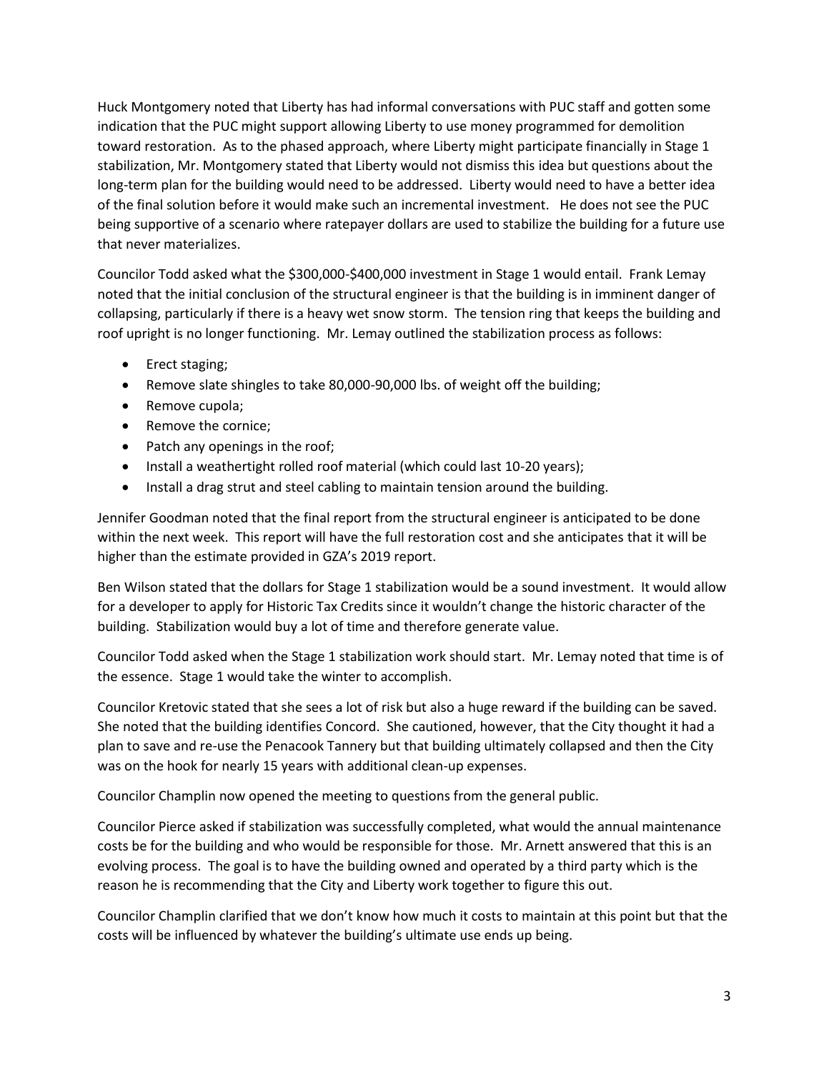Huck Montgomery noted that Liberty has had informal conversations with PUC staff and gotten some indication that the PUC might support allowing Liberty to use money programmed for demolition toward restoration. As to the phased approach, where Liberty might participate financially in Stage 1 stabilization, Mr. Montgomery stated that Liberty would not dismiss this idea but questions about the long-term plan for the building would need to be addressed. Liberty would need to have a better idea of the final solution before it would make such an incremental investment. He does not see the PUC being supportive of a scenario where ratepayer dollars are used to stabilize the building for a future use that never materializes.

Councilor Todd asked what the $300,000-$400,000 investment in Stage 1 would entail. Frank Lemay noted that the initial conclusion of the structural engineer is that the building is in imminent danger of collapsing, particularly if there is a heavy wet snow storm. The tension ring that keeps the building and roof upright is no longer functioning. Mr. Lemay outlined the stabilization process as follows:

- Erect staging;
- Remove slate shingles to take 80,000-90,000 lbs. of weight off the building;
- Remove cupola;
- Remove the cornice;
- Patch any openings in the roof;
- Install a weathertight rolled roof material (which could last 10-20 years);
- Install a drag strut and steel cabling to maintain tension around the building.

Jennifer Goodman noted that the final report from the structural engineer is anticipated to be done within the next week. This report will have the full restoration cost and she anticipates that it will be higher than the estimate provided in GZA's 2019 report.

Ben Wilson stated that the dollars for Stage 1 stabilization would be a sound investment. It would allow for a developer to apply for Historic Tax Credits since it wouldn't change the historic character of the building. Stabilization would buy a lot of time and therefore generate value.

Councilor Todd asked when the Stage 1 stabilization work should start. Mr. Lemay noted that time is of the essence. Stage 1 would take the winter to accomplish.

Councilor Kretovic stated that she sees a lot of risk but also a huge reward if the building can be saved. She noted that the building identifies Concord. She cautioned, however, that the City thought it had a plan to save and re-use the Penacook Tannery but that building ultimately collapsed and then the City was on the hook for nearly 15 years with additional clean-up expenses.

Councilor Champlin now opened the meeting to questions from the general public.

Councilor Pierce asked if stabilization was successfully completed, what would the annual maintenance costs be for the building and who would be responsible for those. Mr. Arnett answered that this is an evolving process. The goal is to have the building owned and operated by a third party which is the reason he is recommending that the City and Liberty work together to figure this out.

Councilor Champlin clarified that we don't know how much it costs to maintain at this point but that the costs will be influenced by whatever the building's ultimate use ends up being.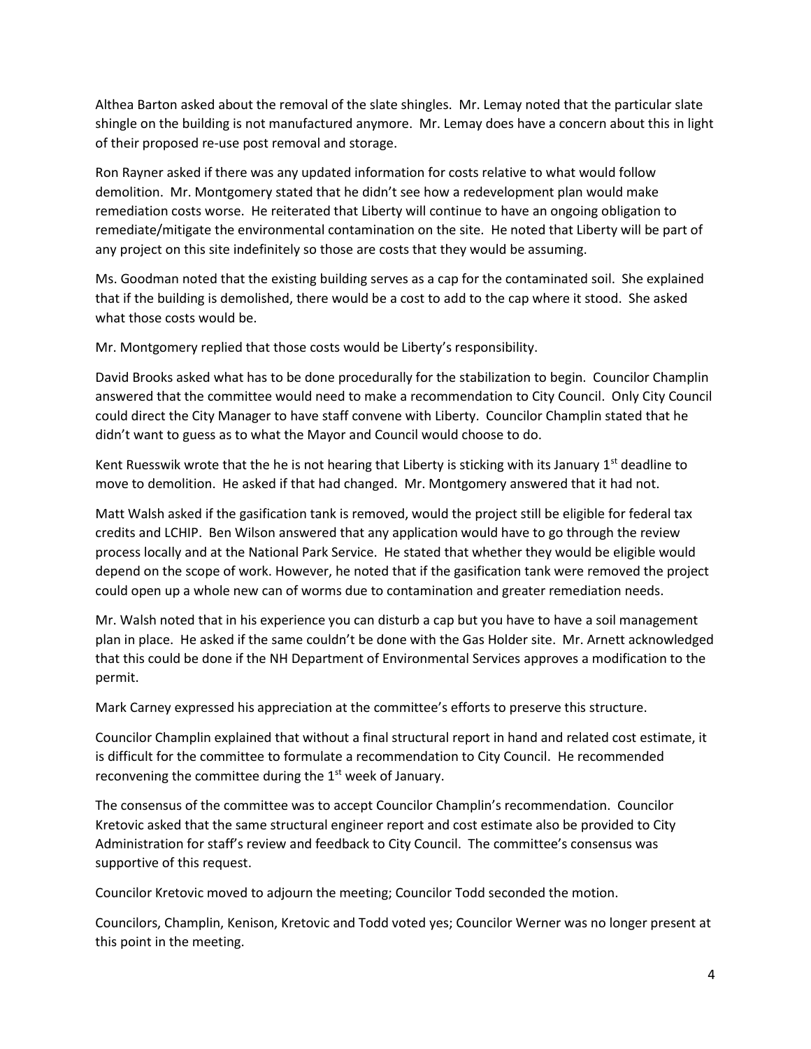Althea Barton asked about the removal of the slate shingles. Mr. Lemay noted that the particular slate shingle on the building is not manufactured anymore. Mr. Lemay does have a concern about this in light of their proposed re-use post removal and storage.

Ron Rayner asked if there was any updated information for costs relative to what would follow demolition. Mr. Montgomery stated that he didn't see how a redevelopment plan would make remediation costs worse. He reiterated that Liberty will continue to have an ongoing obligation to remediate/mitigate the environmental contamination on the site. He noted that Liberty will be part of any project on this site indefinitely so those are costs that they would be assuming.

Ms. Goodman noted that the existing building serves as a cap for the contaminated soil. She explained that if the building is demolished, there would be a cost to add to the cap where it stood. She asked what those costs would be.

Mr. Montgomery replied that those costs would be Liberty's responsibility.

David Brooks asked what has to be done procedurally for the stabilization to begin. Councilor Champlin answered that the committee would need to make a recommendation to City Council. Only City Council could direct the City Manager to have staff convene with Liberty. Councilor Champlin stated that he didn't want to guess as to what the Mayor and Council would choose to do.

Kent Ruesswik wrote that the he is not hearing that Liberty is sticking with its January 1st deadline to move to demolition. He asked if that had changed. Mr. Montgomery answered that it had not.

Matt Walsh asked if the gasification tank is removed, would the project still be eligible for federal tax credits and LCHIP. Ben Wilson answered that any application would have to go through the review process locally and at the National Park Service. He stated that whether they would be eligible would depend on the scope of work. However, he noted that if the gasification tank were removed the project could open up a whole new can of worms due to contamination and greater remediation needs.

Mr. Walsh noted that in his experience you can disturb a cap but you have to have a soil management plan in place. He asked if the same couldn't be done with the Gas Holder site. Mr. Arnett acknowledged that this could be done if the NH Department of Environmental Services approves a modification to the permit.

Mark Carney expressed his appreciation at the committee's efforts to preserve this structure.

Councilor Champlin explained that without a final structural report in hand and related cost estimate, it is difficult for the committee to formulate a recommendation to City Council. He recommended reconvening the committee during the 1st week of January.

The consensus of the committee was to accept Councilor Champlin's recommendation. Councilor Kretovic asked that the same structural engineer report and cost estimate also be provided to City Administration for staff's review and feedback to City Council. The committee's consensus was supportive of this request.

Councilor Kretovic moved to adjourn the meeting; Councilor Todd seconded the motion.

Councilors, Champlin, Kenison, Kretovic and Todd voted yes; Councilor Werner was no longer present at this point in the meeting.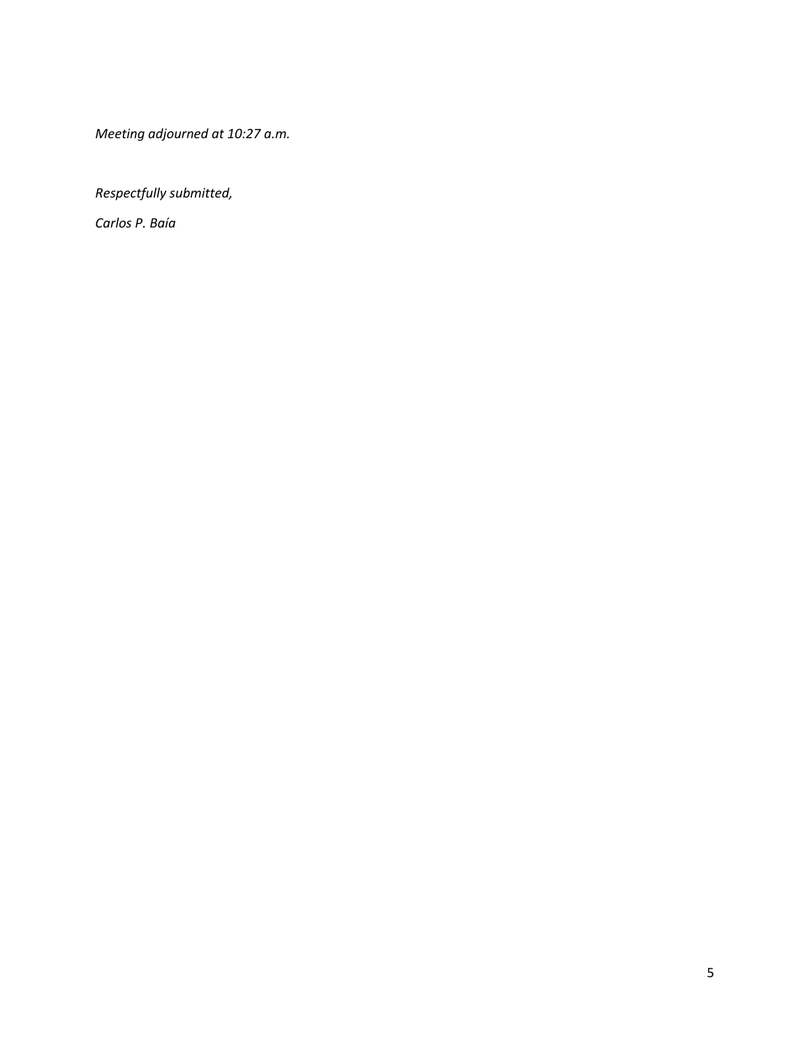*Meeting adjourned at 10:27 a.m.*

*Respectfully submitted,*

*Carlos P. Baía*